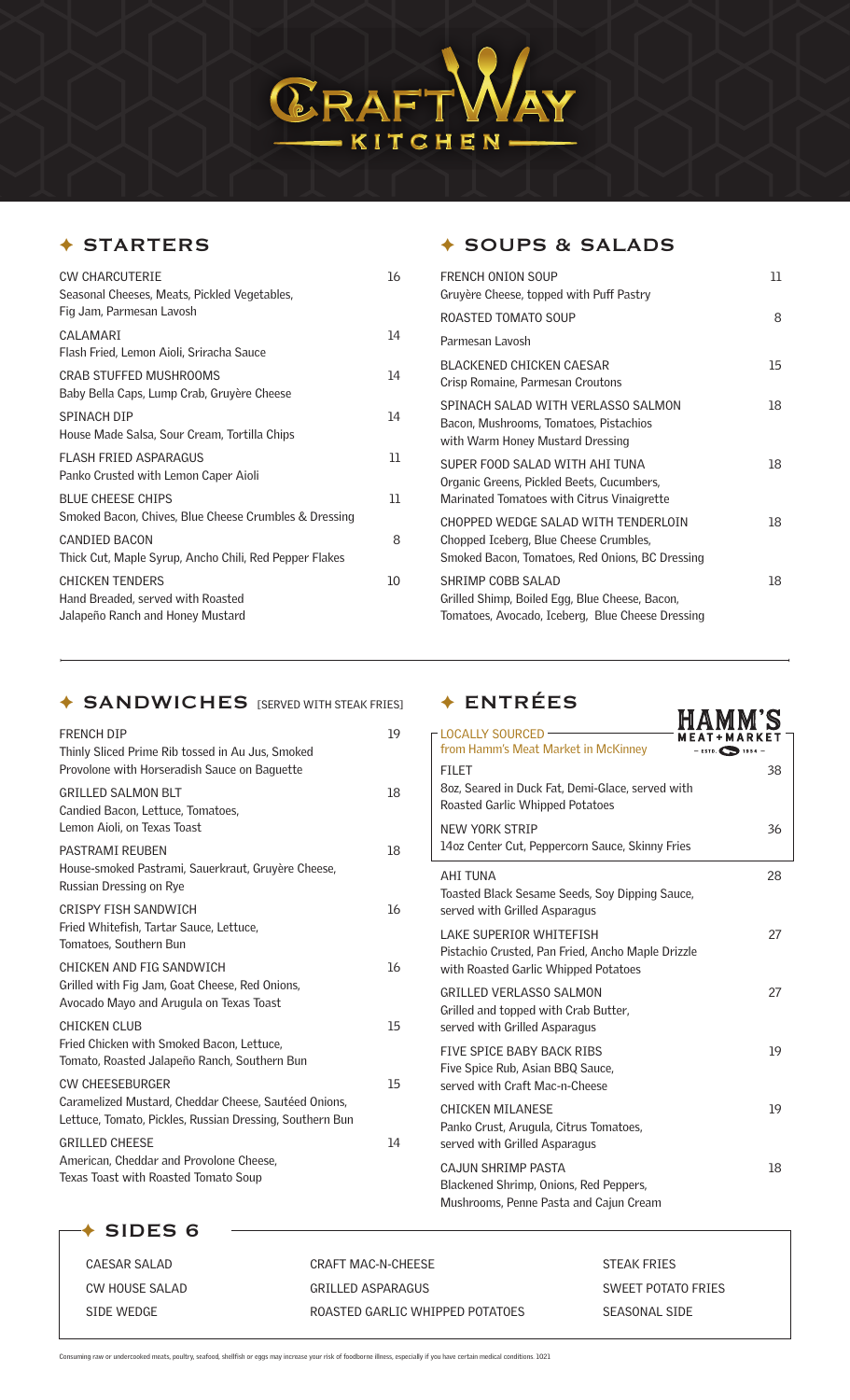# CRAFT WAY KITCHEN

## ✦ STARTERS

**CW CHARCUTERIE** 16
Seasonal Cheeses, Meats, Pickled Vegetables, Fig Jam, Parmesan Lavosh

**CALAMARI** 14
Flash Fried, Lemon Aioli, Sriracha Sauce

**CRAB STUFFED MUSHROOMS** 14
Baby Bella Caps, Lump Crab, Gruyère Cheese

**SPINACH DIP** 14
House Made Salsa, Sour Cream, Tortilla Chips

**FLASH FRIED ASPARAGUS** 11
Panko Crusted with Lemon Caper Aioli

**BLUE CHEESE CHIPS** 11
Smoked Bacon, Chives, Blue Cheese Crumbles & Dressing

**CANDIED BACON** 8
Thick Cut, Maple Syrup, Ancho Chili, Red Pepper Flakes

**CHICKEN TENDERS** 10
Hand Breaded, served with Roasted Jalapeño Ranch and Honey Mustard

## ✦ SOUPS & SALADS

**FRENCH ONION SOUP** 11
Gruyère Cheese, topped with Puff Pastry

**ROASTED TOMATO SOUP** 8
Parmesan Lavosh

**BLACKENED CHICKEN CAESAR** 15
Crisp Romaine, Parmesan Croutons

**SPINACH SALAD WITH VERLASSO SALMON** 18
Bacon, Mushrooms, Tomatoes, Pistachios with Warm Honey Mustard Dressing

**SUPER FOOD SALAD WITH AHI TUNA** 18
Organic Greens, Pickled Beets, Cucumbers, Marinated Tomatoes with Citrus Vinaigrette

**CHOPPED WEDGE SALAD WITH TENDERLOIN** 18
Chopped Iceberg, Blue Cheese Crumbles, Smoked Bacon, Tomatoes, Red Onions, BC Dressing

**SHRIMP COBB SALAD** 18
Grilled Shimp, Boiled Egg, Blue Cheese, Bacon, Tomatoes, Avocado, Iceberg, Blue Cheese Dressing

## ✦ SANDWICHES [SERVED WITH STEAK FRIES]

**FRENCH DIP** 19
Thinly Sliced Prime Rib tossed in Au Jus, Smoked Provolone with Horseradish Sauce on Baguette

**GRILLED SALMON BLT** 18
Candied Bacon, Lettuce, Tomatoes, Lemon Aioli, on Texas Toast

**PASTRAMI REUBEN** 18
House-smoked Pastrami, Sauerkraut, Gruyère Cheese, Russian Dressing on Rye

**CRISPY FISH SANDWICH** 16
Fried Whitefish, Tartar Sauce, Lettuce, Tomatoes, Southern Bun

**CHICKEN AND FIG SANDWICH** 16
Grilled with Fig Jam, Goat Cheese, Red Onions, Avocado Mayo and Arugula on Texas Toast

**CHICKEN CLUB** 15
Fried Chicken with Smoked Bacon, Lettuce, Tomato, Roasted Jalapeño Ranch, Southern Bun

**CW CHEESEBURGER** 15
Caramelized Mustard, Cheddar Cheese, Sautéed Onions, Lettuce, Tomato, Pickles, Russian Dressing, Southern Bun

**GRILLED CHEESE** 14
American, Cheddar and Provolone Cheese, Texas Toast with Roasted Tomato Soup

## ✦ ENTRÉES

HAMM'S MEAT + MARKET – ESTD. 1954 –

LOCALLY SOURCED from Hamm's Meat Market in McKinney

**FILET** 38
8oz, Seared in Duck Fat, Demi-Glace, served with Roasted Garlic Whipped Potatoes

**NEW YORK STRIP** 36
14oz Center Cut, Peppercorn Sauce, Skinny Fries

**AHI TUNA** 28
Toasted Black Sesame Seeds, Soy Dipping Sauce, served with Grilled Asparagus

**LAKE SUPERIOR WHITEFISH** 27
Pistachio Crusted, Pan Fried, Ancho Maple Drizzle with Roasted Garlic Whipped Potatoes

**GRILLED VERLASSO SALMON** 27
Grilled and topped with Crab Butter, served with Grilled Asparagus

**FIVE SPICE BABY BACK RIBS** 19
Five Spice Rub, Asian BBQ Sauce, served with Craft Mac-n-Cheese

**CHICKEN MILANESE** 19
Panko Crust, Arugula, Citrus Tomatoes, served with Grilled Asparagus

**CAJUN SHRIMP PASTA** 18
Blackened Shrimp, Onions, Red Peppers, Mushrooms, Penne Pasta and Cajun Cream

## ✦ SIDES 6

- CAESAR SALAD
- CW HOUSE SALAD
- SIDE WEDGE
- CRAFT MAC-N-CHEESE
- GRILLED ASPARAGUS
- ROASTED GARLIC WHIPPED POTATOES
- STEAK FRIES
- SWEET POTATO FRIES
- SEASONAL SIDE

Consuming raw or undercooked meats, poultry, seafood, shellfish or eggs may increase your risk of foodborne illness, especially if you have certain medical conditions. 1021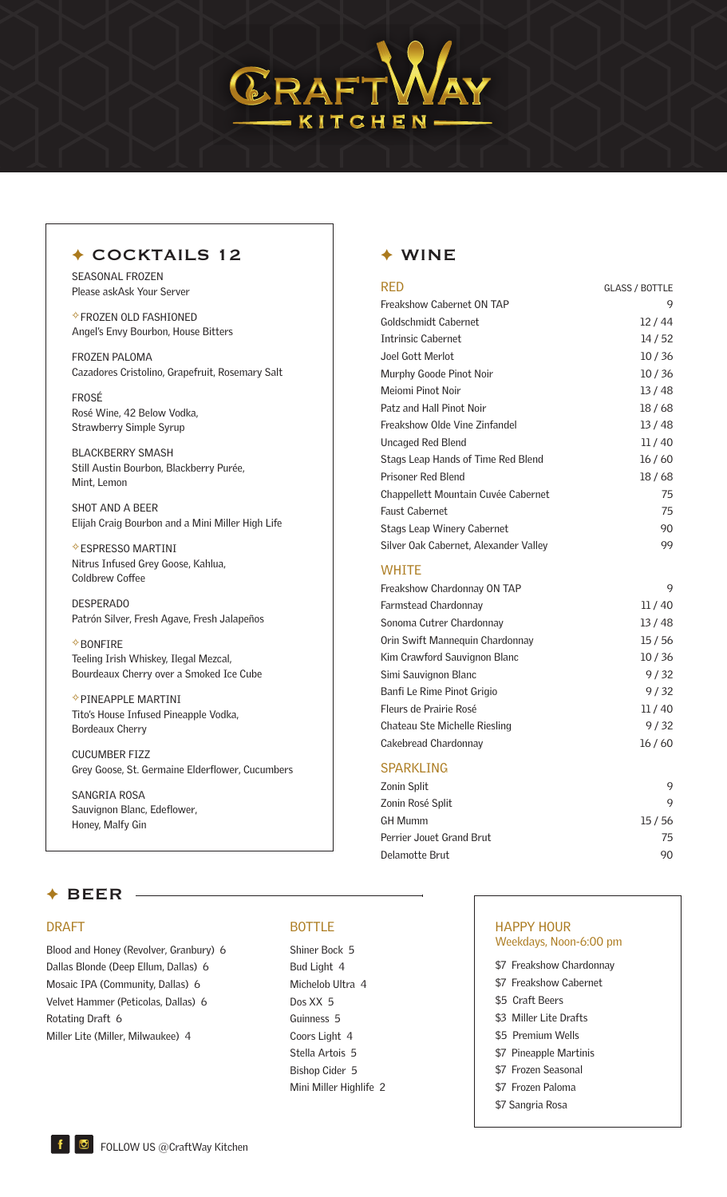# CRAFTWAY KITCHEN

## ✦ COCKTAILS 12

SEASONAL FROZEN
Please askAsk Your Server

✧FROZEN OLD FASHIONED
Angel's Envy Bourbon, House Bitters

FROZEN PALOMA
Cazadores Cristolino, Grapefruit, Rosemary Salt

FROSÉ
Rosé Wine, 42 Below Vodka,
Strawberry Simple Syrup

BLACKBERRY SMASH
Still Austin Bourbon, Blackberry Purée,
Mint, Lemon

SHOT AND A BEER
Elijah Craig Bourbon and a Mini Miller High Life

✧ESPRESSO MARTINI
Nitrus Infused Grey Goose, Kahlua,
Coldbrew Coffee

DESPERADO
Patrón Silver, Fresh Agave, Fresh Jalapeños

✧BONFIRE
Teeling Irish Whiskey, Ilegal Mezcal,
Bourdeaux Cherry over a Smoked Ice Cube

✧PINEAPPLE MARTINI
Tito's House Infused Pineapple Vodka,
Bordeaux Cherry

CUCUMBER FIZZ
Grey Goose, St. Germaine Elderflower, Cucumbers

SANGRIA ROSA
Sauvignon Blanc, Edeflower,
Honey, Malfy Gin

## ✦ WINE

| RED | GLASS / BOTTLE |
|---|---|
| Freakshow Cabernet ON TAP | 9 |
| Goldschmidt Cabernet | 12 / 44 |
| Intrinsic Cabernet | 14 / 52 |
| Joel Gott Merlot | 10 / 36 |
| Murphy Goode Pinot Noir | 10 / 36 |
| Meiomi Pinot Noir | 13 / 48 |
| Patz and Hall Pinot Noir | 18 / 68 |
| Freakshow Olde Vine Zinfandel | 13 / 48 |
| Uncaged Red Blend | 11 / 40 |
| Stags Leap Hands of Time Red Blend | 16 / 60 |
| Prisoner Red Blend | 18 / 68 |
| Chappellett Mountain Cuvée Cabernet | 75 |
| Faust Cabernet | 75 |
| Stags Leap Winery Cabernet | 90 |
| Silver Oak Cabernet, Alexander Valley | 99 |

| WHITE | |
|---|---|
| Freakshow Chardonnay ON TAP | 9 |
| Farmstead Chardonnay | 11 / 40 |
| Sonoma Cutrer Chardonnay | 13 / 48 |
| Orin Swift Mannequin Chardonnay | 15 / 56 |
| Kim Crawford Sauvignon Blanc | 10 / 36 |
| Simi Sauvignon Blanc | 9 / 32 |
| Banfi Le Rime Pinot Grigio | 9 / 32 |
| Fleurs de Prairie Rosé | 11 / 40 |
| Chateau Ste Michelle Riesling | 9 / 32 |
| Cakebread Chardonnay | 16 / 60 |

| SPARKLING | |
|---|---|
| Zonin Split | 9 |
| Zonin Rosé Split | 9 |
| GH Mumm | 15 / 56 |
| Perrier Jouet Grand Brut | 75 |
| Delamotte Brut | 90 |

## ✦ BEER

### DRAFT

Blood and Honey (Revolver, Granbury) 6
Dallas Blonde (Deep Ellum, Dallas) 6
Mosaic IPA (Community, Dallas) 6
Velvet Hammer (Peticolas, Dallas) 6
Rotating Draft 6
Miller Lite (Miller, Milwaukee) 4

### BOTTLE

Shiner Bock 5
Bud Light 4
Michelob Ultra 4
Dos XX 5
Guinness 5
Coors Light 4
Stella Artois 5
Bishop Cider 5
Mini Miller Highlife 2

### HAPPY HOUR
Weekdays, Noon-6:00 pm

$7 Freakshow Chardonnay
$7 Freakshow Cabernet
$5 Craft Beers
$3 Miller Lite Drafts
$5 Premium Wells
$7 Pineapple Martinis
$7 Frozen Seasonal
$7 Frozen Paloma
$7 Sangria Rosa

FOLLOW US @CraftWay Kitchen